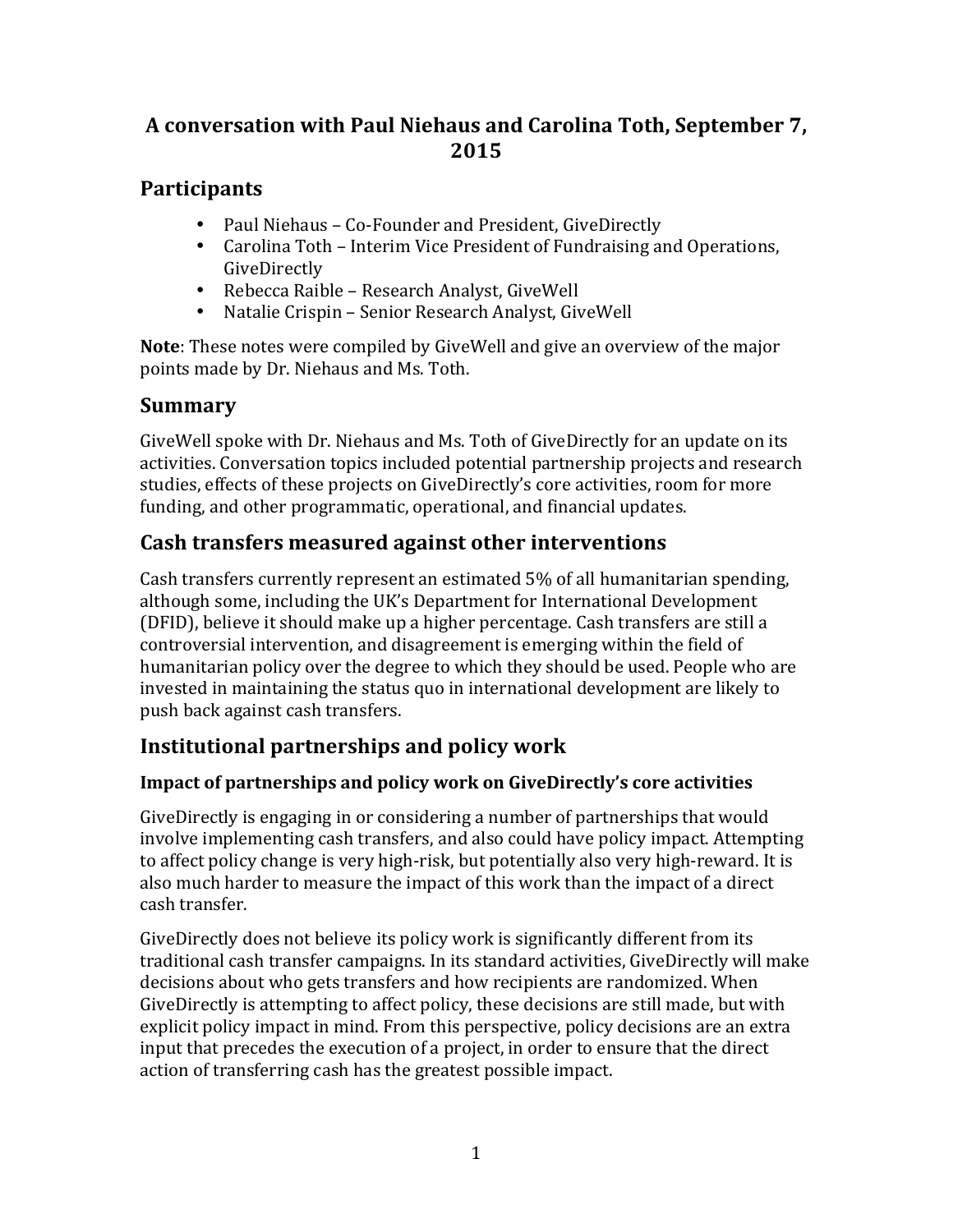# A conversation with Paul Niehaus and Carolina Toth, September 7, 2015

## Participants

- Paul Niehaus – Co-Founder and President, GiveDirectly
- Carolina Toth – Interim Vice President of Fundraising and Operations, GiveDirectly
- Rebecca Raible – Research Analyst, GiveWell
- Natalie Crispin – Senior Research Analyst, GiveWell

**Note**: These notes were compiled by GiveWell and give an overview of the major points made by Dr. Niehaus and Ms. Toth.

## Summary

GiveWell spoke with Dr. Niehaus and Ms. Toth of GiveDirectly for an update on its activities. Conversation topics included potential partnership projects and research studies, effects of these projects on GiveDirectly's core activities, room for more funding, and other programmatic, operational, and financial updates.

## Cash transfers measured against other interventions

Cash transfers currently represent an estimated 5% of all humanitarian spending, although some, including the UK's Department for International Development (DFID), believe it should make up a higher percentage. Cash transfers are still a controversial intervention, and disagreement is emerging within the field of humanitarian policy over the degree to which they should be used. People who are invested in maintaining the status quo in international development are likely to push back against cash transfers.

## Institutional partnerships and policy work

### Impact of partnerships and policy work on GiveDirectly's core activities

GiveDirectly is engaging in or considering a number of partnerships that would involve implementing cash transfers, and also could have policy impact. Attempting to affect policy change is very high-risk, but potentially also very high-reward. It is also much harder to measure the impact of this work than the impact of a direct cash transfer.

GiveDirectly does not believe its policy work is significantly different from its traditional cash transfer campaigns. In its standard activities, GiveDirectly will make decisions about who gets transfers and how recipients are randomized. When GiveDirectly is attempting to affect policy, these decisions are still made, but with explicit policy impact in mind. From this perspective, policy decisions are an extra input that precedes the execution of a project, in order to ensure that the direct action of transferring cash has the greatest possible impact.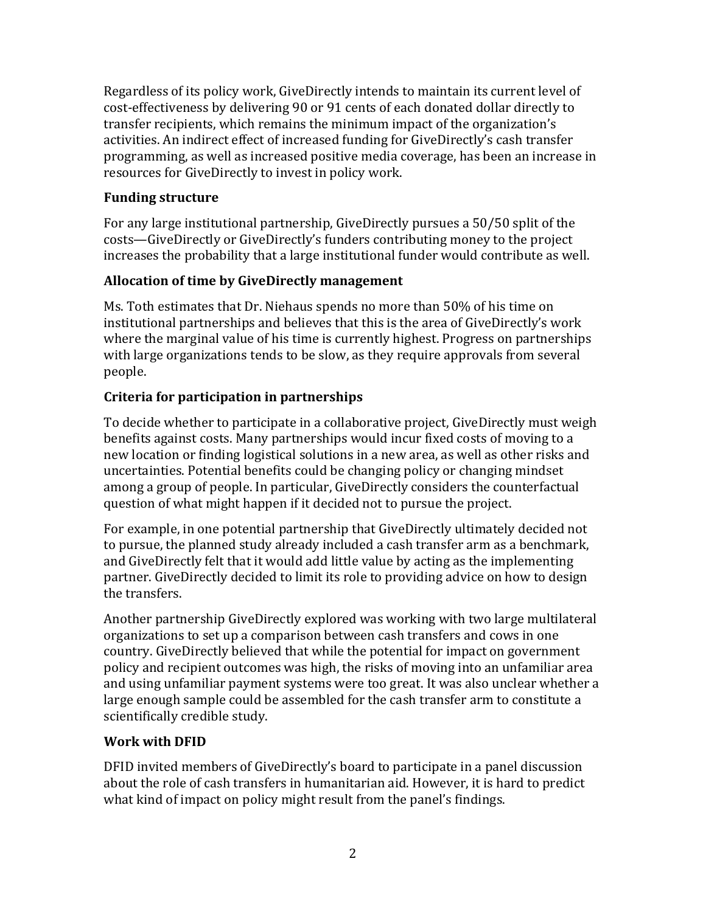Regardless of its policy work, GiveDirectly intends to maintain its current level of cost-effectiveness by delivering 90 or 91 cents of each donated dollar directly to transfer recipients, which remains the minimum impact of the organization's activities. An indirect effect of increased funding for GiveDirectly's cash transfer programming, as well as increased positive media coverage, has been an increase in resources for GiveDirectly to invest in policy work.

### Funding structure

For any large institutional partnership, GiveDirectly pursues a 50/50 split of the costs—GiveDirectly or GiveDirectly's funders contributing money to the project increases the probability that a large institutional funder would contribute as well.

### Allocation of time by GiveDirectly management

Ms. Toth estimates that Dr. Niehaus spends no more than 50% of his time on institutional partnerships and believes that this is the area of GiveDirectly's work where the marginal value of his time is currently highest. Progress on partnerships with large organizations tends to be slow, as they require approvals from several people.

### Criteria for participation in partnerships

To decide whether to participate in a collaborative project, GiveDirectly must weigh benefits against costs. Many partnerships would incur fixed costs of moving to a new location or finding logistical solutions in a new area, as well as other risks and uncertainties. Potential benefits could be changing policy or changing mindset among a group of people. In particular, GiveDirectly considers the counterfactual question of what might happen if it decided not to pursue the project.

For example, in one potential partnership that GiveDirectly ultimately decided not to pursue, the planned study already included a cash transfer arm as a benchmark, and GiveDirectly felt that it would add little value by acting as the implementing partner. GiveDirectly decided to limit its role to providing advice on how to design the transfers.

Another partnership GiveDirectly explored was working with two large multilateral organizations to set up a comparison between cash transfers and cows in one country. GiveDirectly believed that while the potential for impact on government policy and recipient outcomes was high, the risks of moving into an unfamiliar area and using unfamiliar payment systems were too great. It was also unclear whether a large enough sample could be assembled for the cash transfer arm to constitute a scientifically credible study.

### Work with DFID

DFID invited members of GiveDirectly's board to participate in a panel discussion about the role of cash transfers in humanitarian aid. However, it is hard to predict what kind of impact on policy might result from the panel's findings.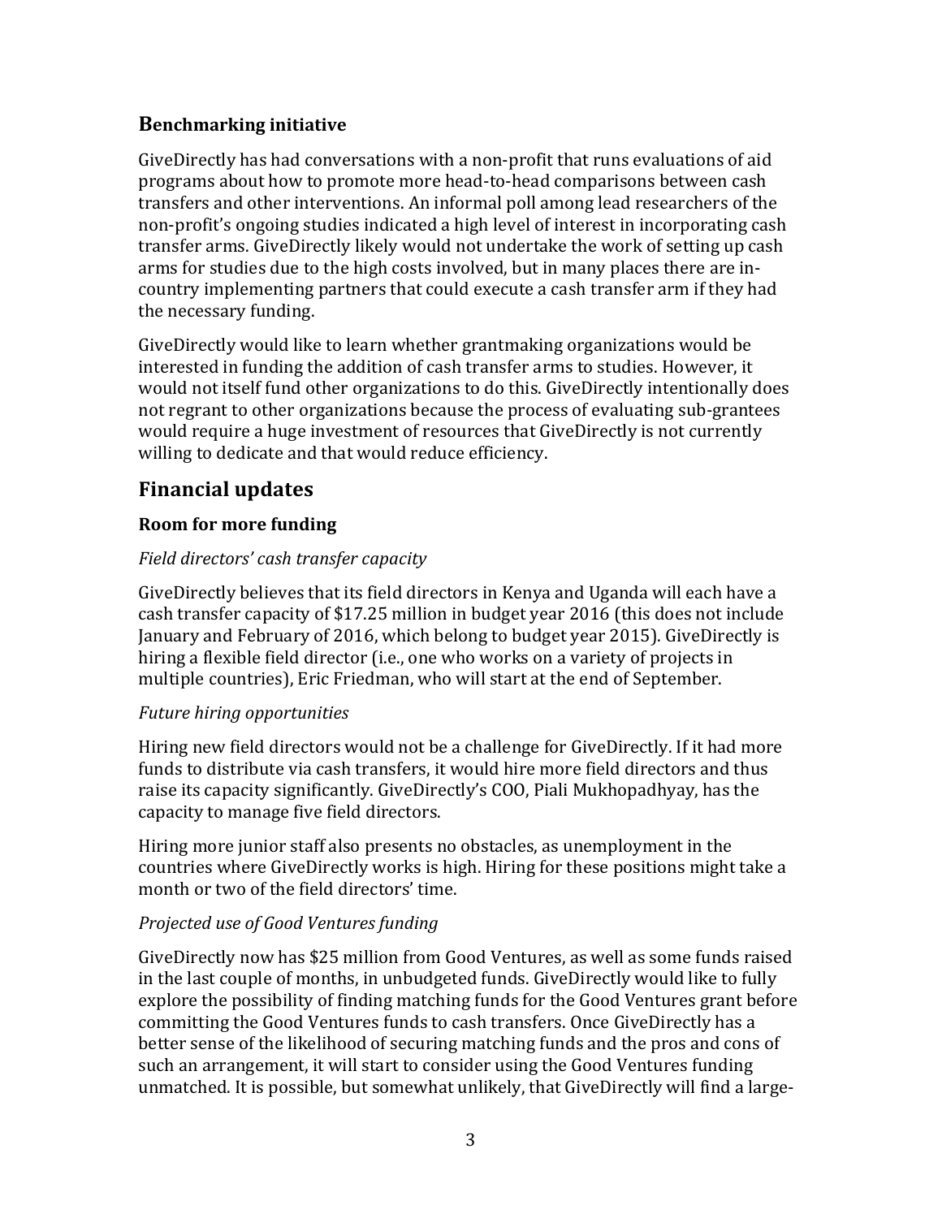### Benchmarking initiative

GiveDirectly has had conversations with a non-profit that runs evaluations of aid programs about how to promote more head-to-head comparisons between cash transfers and other interventions. An informal poll among lead researchers of the non-profit's ongoing studies indicated a high level of interest in incorporating cash transfer arms. GiveDirectly likely would not undertake the work of setting up cash arms for studies due to the high costs involved, but in many places there are in-country implementing partners that could execute a cash transfer arm if they had the necessary funding.

GiveDirectly would like to learn whether grantmaking organizations would be interested in funding the addition of cash transfer arms to studies. However, it would not itself fund other organizations to do this. GiveDirectly intentionally does not regrant to other organizations because the process of evaluating sub-grantees would require a huge investment of resources that GiveDirectly is not currently willing to dedicate and that would reduce efficiency.

## Financial updates

### Room for more funding

*Field directors' cash transfer capacity*

GiveDirectly believes that its field directors in Kenya and Uganda will each have a cash transfer capacity of $17.25 million in budget year 2016 (this does not include January and February of 2016, which belong to budget year 2015). GiveDirectly is hiring a flexible field director (i.e., one who works on a variety of projects in multiple countries), Eric Friedman, who will start at the end of September.

*Future hiring opportunities*

Hiring new field directors would not be a challenge for GiveDirectly. If it had more funds to distribute via cash transfers, it would hire more field directors and thus raise its capacity significantly. GiveDirectly's COO, Piali Mukhopadhyay, has the capacity to manage five field directors.

Hiring more junior staff also presents no obstacles, as unemployment in the countries where GiveDirectly works is high. Hiring for these positions might take a month or two of the field directors' time.

*Projected use of Good Ventures funding*

GiveDirectly now has $25 million from Good Ventures, as well as some funds raised in the last couple of months, in unbudgeted funds. GiveDirectly would like to fully explore the possibility of finding matching funds for the Good Ventures grant before committing the Good Ventures funds to cash transfers. Once GiveDirectly has a better sense of the likelihood of securing matching funds and the pros and cons of such an arrangement, it will start to consider using the Good Ventures funding unmatched. It is possible, but somewhat unlikely, that GiveDirectly will find a large-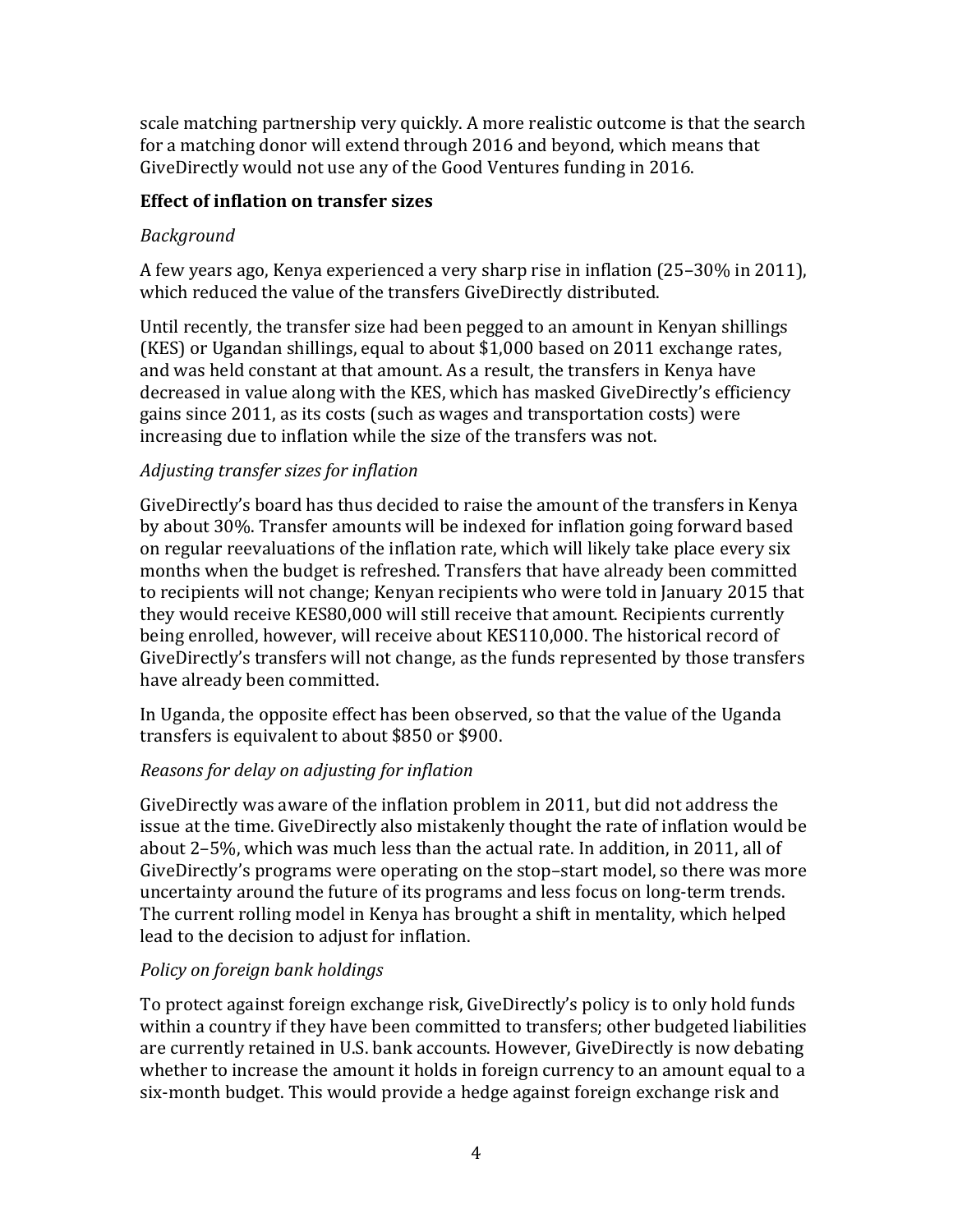scale matching partnership very quickly. A more realistic outcome is that the search for a matching donor will extend through 2016 and beyond, which means that GiveDirectly would not use any of the Good Ventures funding in 2016.

### Effect of inflation on transfer sizes

*Background*

A few years ago, Kenya experienced a very sharp rise in inflation (25–30% in 2011), which reduced the value of the transfers GiveDirectly distributed.

Until recently, the transfer size had been pegged to an amount in Kenyan shillings (KES) or Ugandan shillings, equal to about $1,000 based on 2011 exchange rates, and was held constant at that amount. As a result, the transfers in Kenya have decreased in value along with the KES, which has masked GiveDirectly's efficiency gains since 2011, as its costs (such as wages and transportation costs) were increasing due to inflation while the size of the transfers was not.

*Adjusting transfer sizes for inflation*

GiveDirectly's board has thus decided to raise the amount of the transfers in Kenya by about 30%. Transfer amounts will be indexed for inflation going forward based on regular reevaluations of the inflation rate, which will likely take place every six months when the budget is refreshed. Transfers that have already been committed to recipients will not change; Kenyan recipients who were told in January 2015 that they would receive KES80,000 will still receive that amount. Recipients currently being enrolled, however, will receive about KES110,000. The historical record of GiveDirectly's transfers will not change, as the funds represented by those transfers have already been committed.

In Uganda, the opposite effect has been observed, so that the value of the Uganda transfers is equivalent to about $850 or $900.

*Reasons for delay on adjusting for inflation*

GiveDirectly was aware of the inflation problem in 2011, but did not address the issue at the time. GiveDirectly also mistakenly thought the rate of inflation would be about 2–5%, which was much less than the actual rate. In addition, in 2011, all of GiveDirectly's programs were operating on the stop–start model, so there was more uncertainty around the future of its programs and less focus on long-term trends. The current rolling model in Kenya has brought a shift in mentality, which helped lead to the decision to adjust for inflation.

*Policy on foreign bank holdings*

To protect against foreign exchange risk, GiveDirectly's policy is to only hold funds within a country if they have been committed to transfers; other budgeted liabilities are currently retained in U.S. bank accounts. However, GiveDirectly is now debating whether to increase the amount it holds in foreign currency to an amount equal to a six-month budget. This would provide a hedge against foreign exchange risk and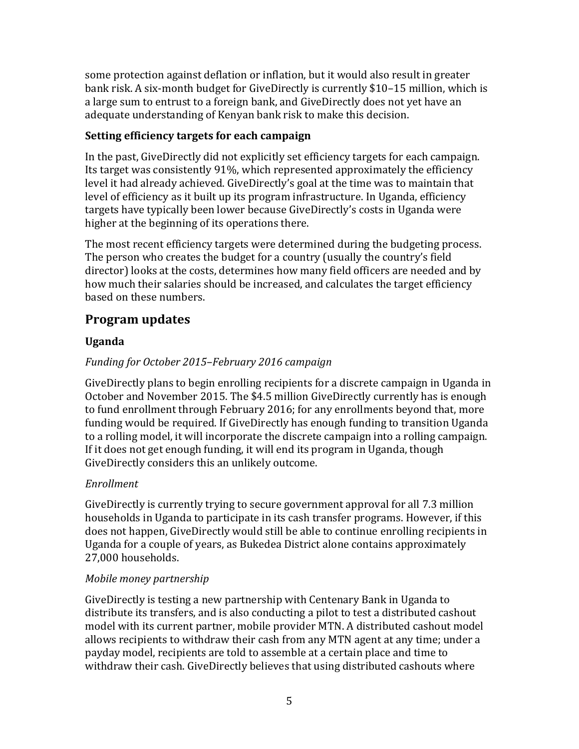some protection against deflation or inflation, but it would also result in greater bank risk. A six-month budget for GiveDirectly is currently $10–15 million, which is a large sum to entrust to a foreign bank, and GiveDirectly does not yet have an adequate understanding of Kenyan bank risk to make this decision.

### Setting efficiency targets for each campaign

In the past, GiveDirectly did not explicitly set efficiency targets for each campaign. Its target was consistently 91%, which represented approximately the efficiency level it had already achieved. GiveDirectly's goal at the time was to maintain that level of efficiency as it built up its program infrastructure. In Uganda, efficiency targets have typically been lower because GiveDirectly's costs in Uganda were higher at the beginning of its operations there.

The most recent efficiency targets were determined during the budgeting process. The person who creates the budget for a country (usually the country's field director) looks at the costs, determines how many field officers are needed and by how much their salaries should be increased, and calculates the target efficiency based on these numbers.

## Program updates

### Uganda

*Funding for October 2015–February 2016 campaign*

GiveDirectly plans to begin enrolling recipients for a discrete campaign in Uganda in October and November 2015. The $4.5 million GiveDirectly currently has is enough to fund enrollment through February 2016; for any enrollments beyond that, more funding would be required. If GiveDirectly has enough funding to transition Uganda to a rolling model, it will incorporate the discrete campaign into a rolling campaign. If it does not get enough funding, it will end its program in Uganda, though GiveDirectly considers this an unlikely outcome.

*Enrollment*

GiveDirectly is currently trying to secure government approval for all 7.3 million households in Uganda to participate in its cash transfer programs. However, if this does not happen, GiveDirectly would still be able to continue enrolling recipients in Uganda for a couple of years, as Bukedea District alone contains approximately 27,000 households.

*Mobile money partnership*

GiveDirectly is testing a new partnership with Centenary Bank in Uganda to distribute its transfers, and is also conducting a pilot to test a distributed cashout model with its current partner, mobile provider MTN. A distributed cashout model allows recipients to withdraw their cash from any MTN agent at any time; under a payday model, recipients are told to assemble at a certain place and time to withdraw their cash. GiveDirectly believes that using distributed cashouts where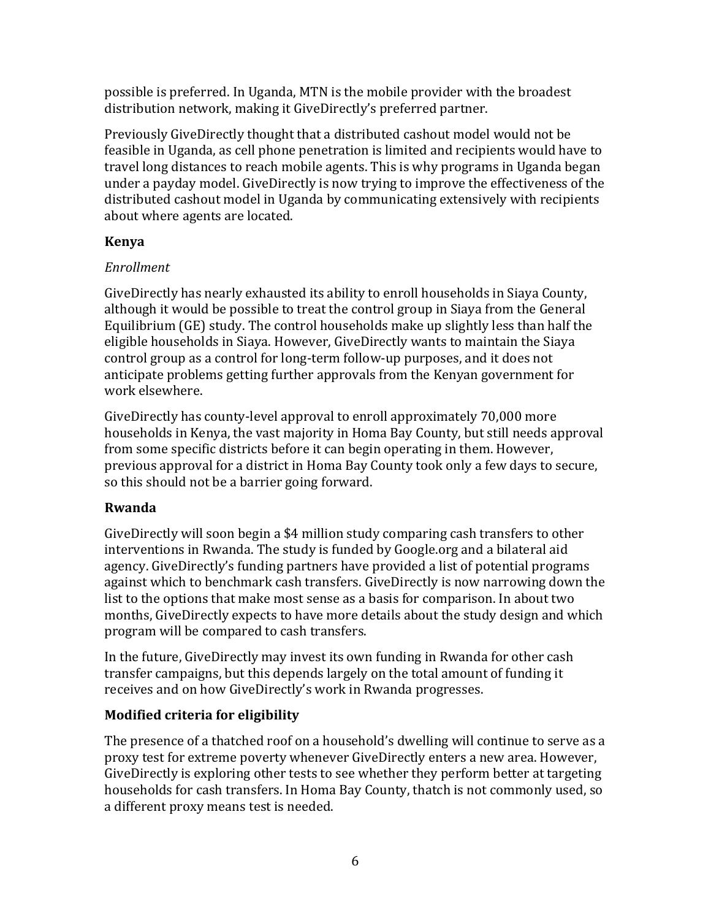possible is preferred. In Uganda, MTN is the mobile provider with the broadest distribution network, making it GiveDirectly's preferred partner.

Previously GiveDirectly thought that a distributed cashout model would not be feasible in Uganda, as cell phone penetration is limited and recipients would have to travel long distances to reach mobile agents. This is why programs in Uganda began under a payday model. GiveDirectly is now trying to improve the effectiveness of the distributed cashout model in Uganda by communicating extensively with recipients about where agents are located.

### Kenya

*Enrollment*

GiveDirectly has nearly exhausted its ability to enroll households in Siaya County, although it would be possible to treat the control group in Siaya from the General Equilibrium (GE) study. The control households make up slightly less than half the eligible households in Siaya. However, GiveDirectly wants to maintain the Siaya control group as a control for long-term follow-up purposes, and it does not anticipate problems getting further approvals from the Kenyan government for work elsewhere.

GiveDirectly has county-level approval to enroll approximately 70,000 more households in Kenya, the vast majority in Homa Bay County, but still needs approval from some specific districts before it can begin operating in them. However, previous approval for a district in Homa Bay County took only a few days to secure, so this should not be a barrier going forward.

### Rwanda

GiveDirectly will soon begin a $4 million study comparing cash transfers to other interventions in Rwanda. The study is funded by Google.org and a bilateral aid agency. GiveDirectly's funding partners have provided a list of potential programs against which to benchmark cash transfers. GiveDirectly is now narrowing down the list to the options that make most sense as a basis for comparison. In about two months, GiveDirectly expects to have more details about the study design and which program will be compared to cash transfers.

In the future, GiveDirectly may invest its own funding in Rwanda for other cash transfer campaigns, but this depends largely on the total amount of funding it receives and on how GiveDirectly's work in Rwanda progresses.

### Modified criteria for eligibility

The presence of a thatched roof on a household's dwelling will continue to serve as a proxy test for extreme poverty whenever GiveDirectly enters a new area. However, GiveDirectly is exploring other tests to see whether they perform better at targeting households for cash transfers. In Homa Bay County, thatch is not commonly used, so a different proxy means test is needed.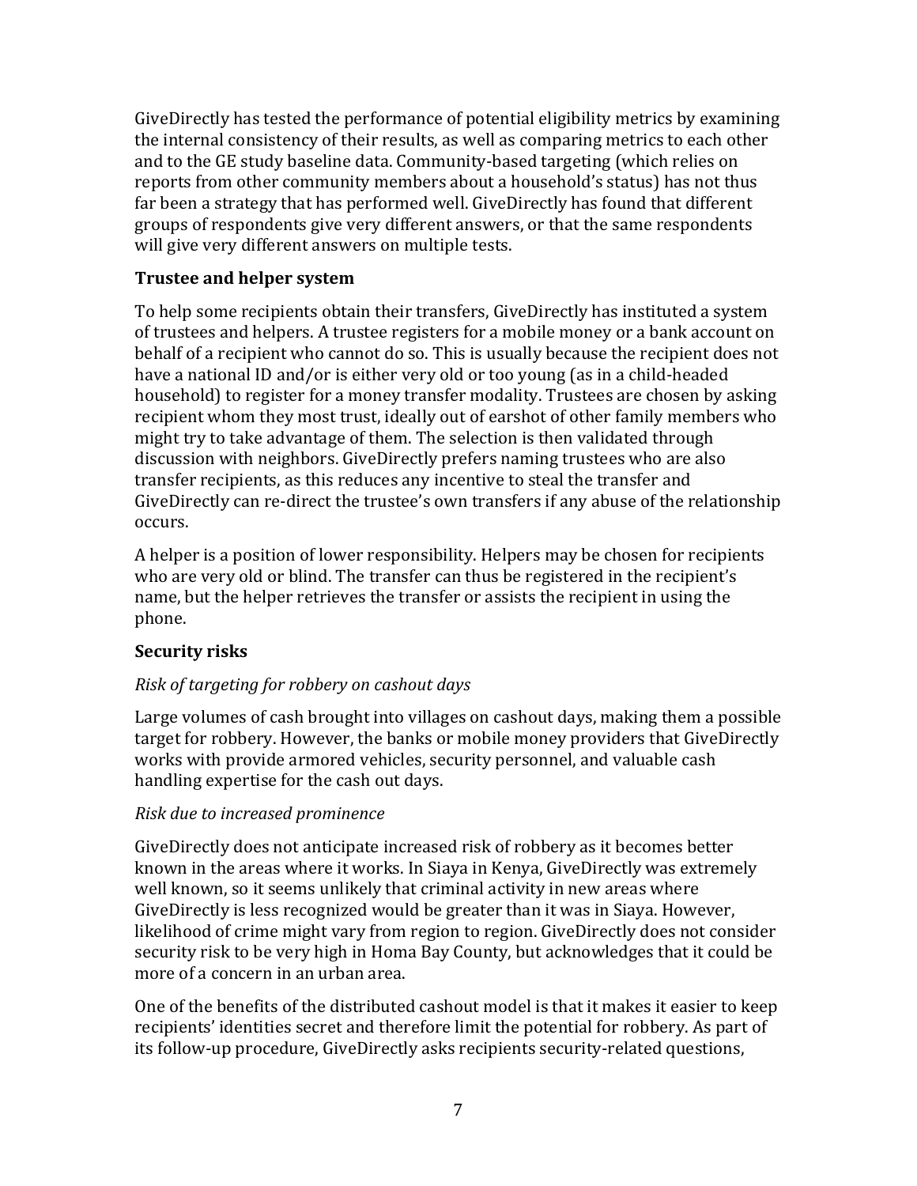GiveDirectly has tested the performance of potential eligibility metrics by examining the internal consistency of their results, as well as comparing metrics to each other and to the GE study baseline data. Community-based targeting (which relies on reports from other community members about a household's status) has not thus far been a strategy that has performed well. GiveDirectly has found that different groups of respondents give very different answers, or that the same respondents will give very different answers on multiple tests.

### Trustee and helper system

To help some recipients obtain their transfers, GiveDirectly has instituted a system of trustees and helpers. A trustee registers for a mobile money or a bank account on behalf of a recipient who cannot do so. This is usually because the recipient does not have a national ID and/or is either very old or too young (as in a child-headed household) to register for a money transfer modality. Trustees are chosen by asking recipient whom they most trust, ideally out of earshot of other family members who might try to take advantage of them. The selection is then validated through discussion with neighbors. GiveDirectly prefers naming trustees who are also transfer recipients, as this reduces any incentive to steal the transfer and GiveDirectly can re-direct the trustee's own transfers if any abuse of the relationship occurs.

A helper is a position of lower responsibility. Helpers may be chosen for recipients who are very old or blind. The transfer can thus be registered in the recipient's name, but the helper retrieves the transfer or assists the recipient in using the phone.

### Security risks

*Risk of targeting for robbery on cashout days*

Large volumes of cash brought into villages on cashout days, making them a possible target for robbery. However, the banks or mobile money providers that GiveDirectly works with provide armored vehicles, security personnel, and valuable cash handling expertise for the cash out days.

*Risk due to increased prominence*

GiveDirectly does not anticipate increased risk of robbery as it becomes better known in the areas where it works. In Siaya in Kenya, GiveDirectly was extremely well known, so it seems unlikely that criminal activity in new areas where GiveDirectly is less recognized would be greater than it was in Siaya. However, likelihood of crime might vary from region to region. GiveDirectly does not consider security risk to be very high in Homa Bay County, but acknowledges that it could be more of a concern in an urban area.

One of the benefits of the distributed cashout model is that it makes it easier to keep recipients' identities secret and therefore limit the potential for robbery. As part of its follow-up procedure, GiveDirectly asks recipients security-related questions,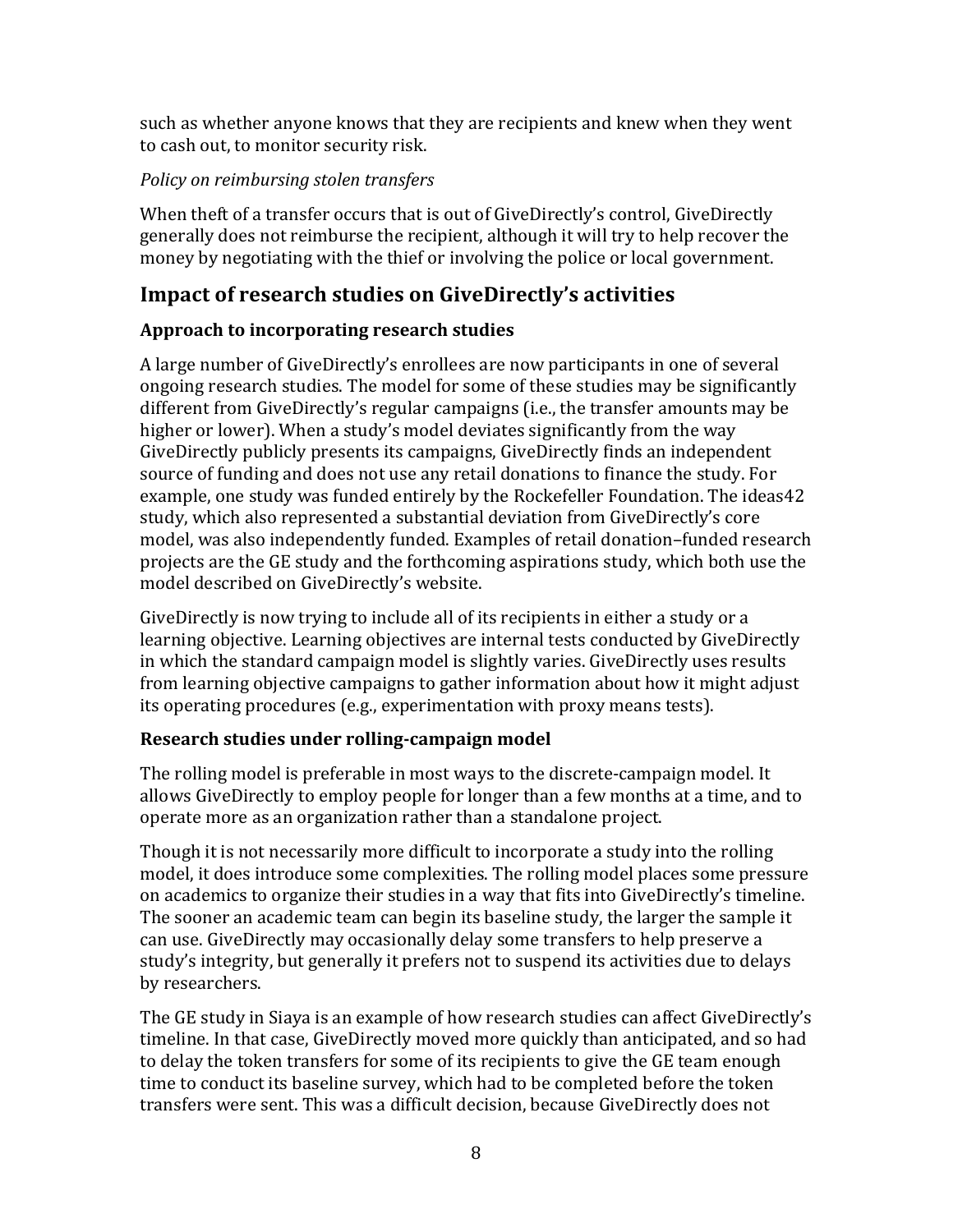such as whether anyone knows that they are recipients and knew when they went to cash out, to monitor security risk.

*Policy on reimbursing stolen transfers*

When theft of a transfer occurs that is out of GiveDirectly's control, GiveDirectly generally does not reimburse the recipient, although it will try to help recover the money by negotiating with the thief or involving the police or local government.

## Impact of research studies on GiveDirectly's activities

### Approach to incorporating research studies

A large number of GiveDirectly's enrollees are now participants in one of several ongoing research studies. The model for some of these studies may be significantly different from GiveDirectly's regular campaigns (i.e., the transfer amounts may be higher or lower). When a study's model deviates significantly from the way GiveDirectly publicly presents its campaigns, GiveDirectly finds an independent source of funding and does not use any retail donations to finance the study. For example, one study was funded entirely by the Rockefeller Foundation. The ideas42 study, which also represented a substantial deviation from GiveDirectly's core model, was also independently funded. Examples of retail donation–funded research projects are the GE study and the forthcoming aspirations study, which both use the model described on GiveDirectly's website.

GiveDirectly is now trying to include all of its recipients in either a study or a learning objective. Learning objectives are internal tests conducted by GiveDirectly in which the standard campaign model is slightly varies. GiveDirectly uses results from learning objective campaigns to gather information about how it might adjust its operating procedures (e.g., experimentation with proxy means tests).

### Research studies under rolling-campaign model

The rolling model is preferable in most ways to the discrete-campaign model. It allows GiveDirectly to employ people for longer than a few months at a time, and to operate more as an organization rather than a standalone project.

Though it is not necessarily more difficult to incorporate a study into the rolling model, it does introduce some complexities. The rolling model places some pressure on academics to organize their studies in a way that fits into GiveDirectly's timeline. The sooner an academic team can begin its baseline study, the larger the sample it can use. GiveDirectly may occasionally delay some transfers to help preserve a study's integrity, but generally it prefers not to suspend its activities due to delays by researchers.

The GE study in Siaya is an example of how research studies can affect GiveDirectly's timeline. In that case, GiveDirectly moved more quickly than anticipated, and so had to delay the token transfers for some of its recipients to give the GE team enough time to conduct its baseline survey, which had to be completed before the token transfers were sent. This was a difficult decision, because GiveDirectly does not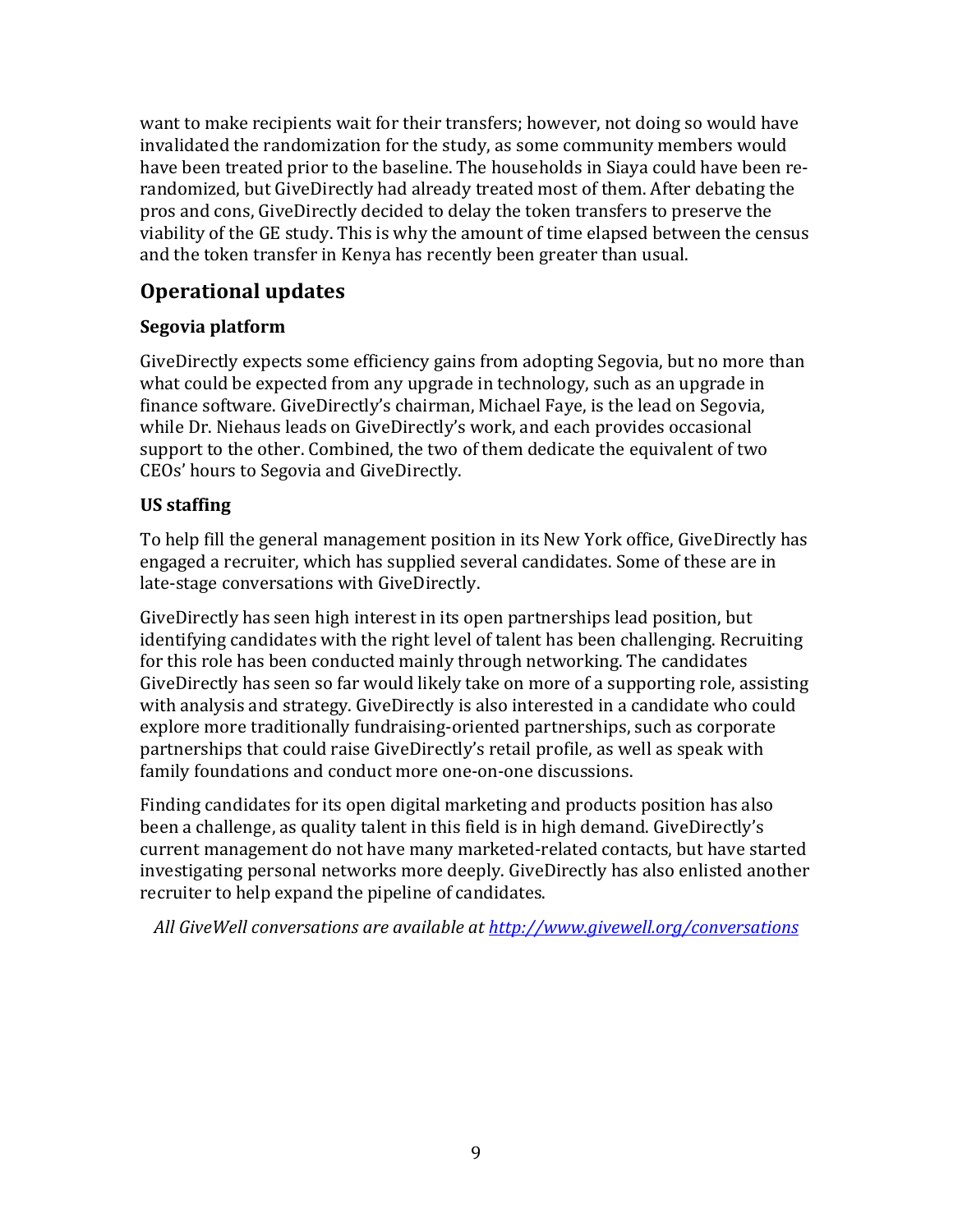want to make recipients wait for their transfers; however, not doing so would have invalidated the randomization for the study, as some community members would have been treated prior to the baseline. The households in Siaya could have been re-randomized, but GiveDirectly had already treated most of them. After debating the pros and cons, GiveDirectly decided to delay the token transfers to preserve the viability of the GE study. This is why the amount of time elapsed between the census and the token transfer in Kenya has recently been greater than usual.

## Operational updates

### Segovia platform

GiveDirectly expects some efficiency gains from adopting Segovia, but no more than what could be expected from any upgrade in technology, such as an upgrade in finance software. GiveDirectly's chairman, Michael Faye, is the lead on Segovia, while Dr. Niehaus leads on GiveDirectly's work, and each provides occasional support to the other. Combined, the two of them dedicate the equivalent of two CEOs' hours to Segovia and GiveDirectly.

### US staffing

To help fill the general management position in its New York office, GiveDirectly has engaged a recruiter, which has supplied several candidates. Some of these are in late-stage conversations with GiveDirectly.

GiveDirectly has seen high interest in its open partnerships lead position, but identifying candidates with the right level of talent has been challenging. Recruiting for this role has been conducted mainly through networking. The candidates GiveDirectly has seen so far would likely take on more of a supporting role, assisting with analysis and strategy. GiveDirectly is also interested in a candidate who could explore more traditionally fundraising-oriented partnerships, such as corporate partnerships that could raise GiveDirectly's retail profile, as well as speak with family foundations and conduct more one-on-one discussions.

Finding candidates for its open digital marketing and products position has also been a challenge, as quality talent in this field is in high demand. GiveDirectly's current management do not have many marketed-related contacts, but have started investigating personal networks more deeply. GiveDirectly has also enlisted another recruiter to help expand the pipeline of candidates.

*All GiveWell conversations are available at [http://www.givewell.org/conversations](http://www.givewell.org/conversations)*